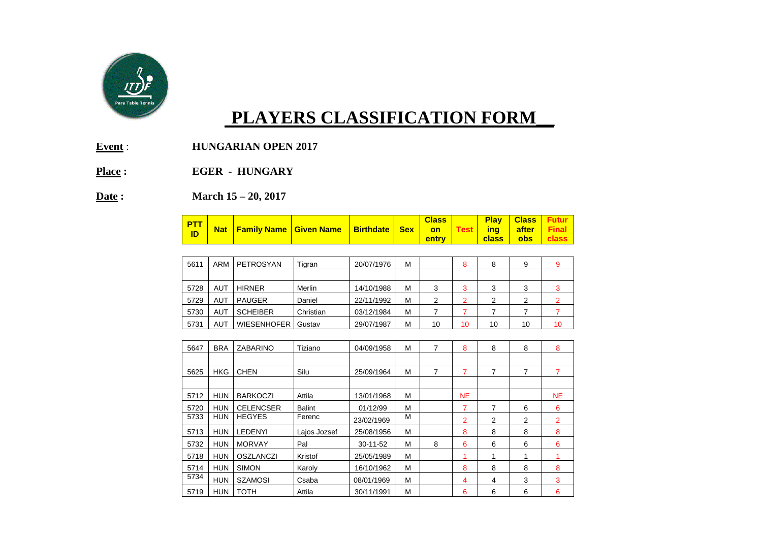# PLAYERS CLASSIFICATION FORM

**Event** : **HUNGARIAN OPEN 2017**

**Place :** **EGER - HUNGARY**

**Date :** **March 15 – 20, 2017**

| PTT ID | Nat | Family Name | Given Name | Birthdate | Sex | Class on entry | Test | Playing class | Class after obs | Futur Final class |
|---|---|---|---|---|---|---|---|---|---|---|
| 5611 | ARM | PETROSYAN | Tigran | 20/07/1976 | M | | 8 | 8 | 9 | 9 |
| | | | | | | | | | | |
| 5728 | AUT | HIRNER | Merlin | 14/10/1988 | M | 3 | 3 | 3 | 3 | 3 |
| 5729 | AUT | PAUGER | Daniel | 22/11/1992 | M | 2 | 2 | 2 | 2 | 2 |
| 5730 | AUT | SCHEIBER | Christian | 03/12/1984 | M | 7 | 7 | 7 | 7 | 7 |
| 5731 | AUT | WIESENHOFER | Gustav | 29/07/1987 | M | 10 | 10 | 10 | 10 | 10 |
| 5647 | BRA | ZABARINO | Tiziano | 04/09/1958 | M | 7 | 8 | 8 | 8 | 8 |
| | | | | | | | | | | |
| 5625 | HKG | CHEN | Silu | 25/09/1964 | M | 7 | 7 | 7 | 7 | 7 |
| | | | | | | | | | | |
| 5712 | HUN | BARKOCZI | Attila | 13/01/1968 | M | | NE | | | NE |
| 5720 | HUN | CELENCSER | Balint | 01/12/99 | M | | 7 | 7 | 6 | 6 |
| 5733 | HUN | HEGYES | Ferenc | 23/02/1969 | M | | 2 | 2 | 2 | 2 |
| 5713 | HUN | LEDENYI | Lajos Jozsef | 25/08/1956 | M | | 8 | 8 | 8 | 8 |
| 5732 | HUN | MORVAY | Pal | 30-11-52 | M | 8 | 6 | 6 | 6 | 6 |
| 5718 | HUN | OSZLANCZI | Kristof | 25/05/1989 | M | | 1 | 1 | 1 | 1 |
| 5714 | HUN | SIMON | Karoly | 16/10/1962 | M | | 8 | 8 | 8 | 8 |
| 5734 | HUN | SZAMOSI | Csaba | 08/01/1969 | M | | 4 | 4 | 3 | 3 |
| 5719 | HUN | TOTH | Attila | 30/11/1991 | M | | 6 | 6 | 6 | 6 |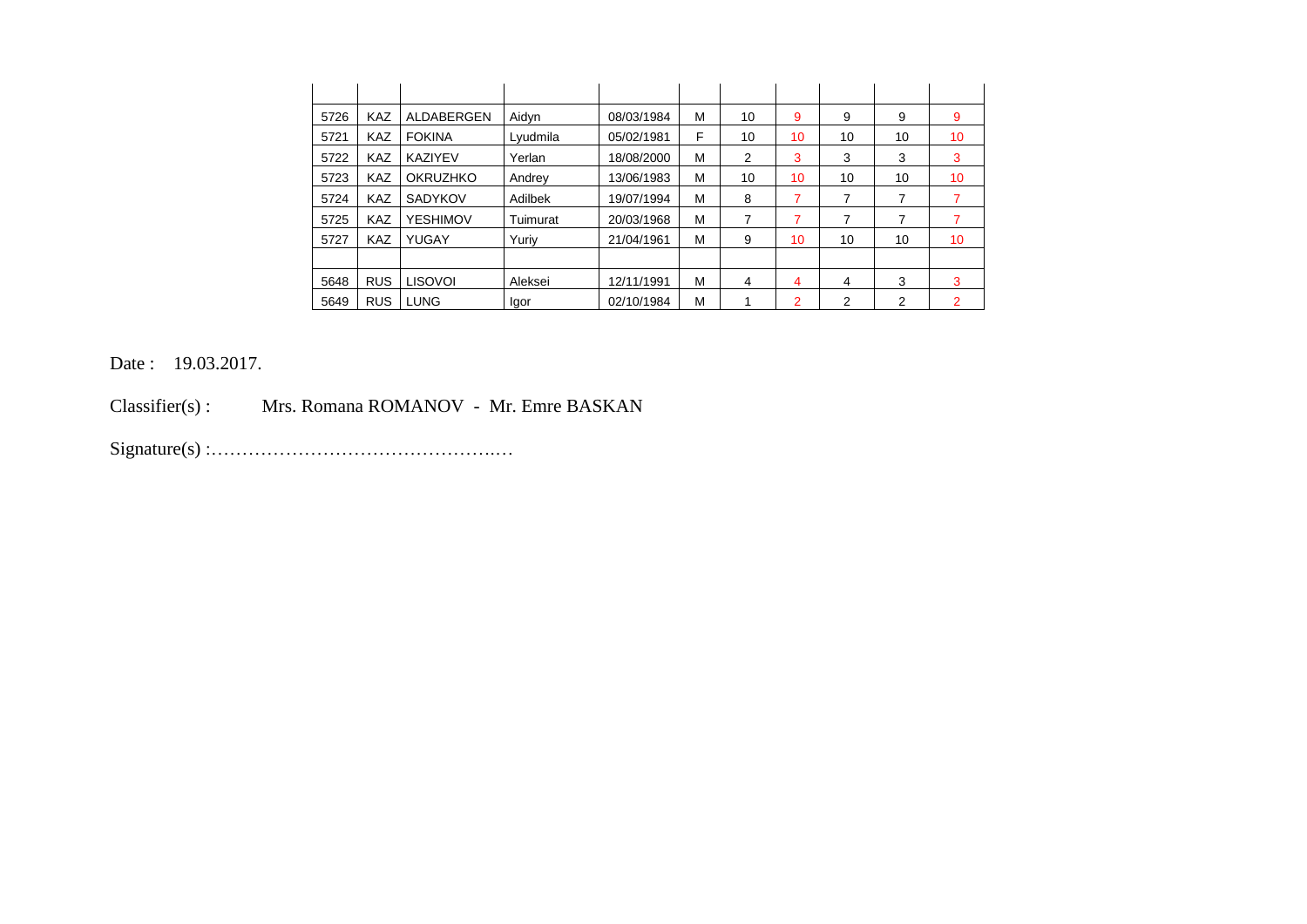| | | | | | | | | | | |
|---|---|---|---|---|---|---|---|---|---|---|
| 5726 | KAZ | ALDABERGEN | Aidyn | 08/03/1984 | M | 10 | 9 | 9 | 9 | 9 |
| 5721 | KAZ | FOKINA | Lyudmila | 05/02/1981 | F | 10 | 10 | 10 | 10 | 10 |
| 5722 | KAZ | KAZIYEV | Yerlan | 18/08/2000 | M | 2 | 3 | 3 | 3 | 3 |
| 5723 | KAZ | OKRUZHKO | Andrey | 13/06/1983 | M | 10 | 10 | 10 | 10 | 10 |
| 5724 | KAZ | SADYKOV | Adilbek | 19/07/1994 | M | 8 | 7 | 7 | 7 | 7 |
| 5725 | KAZ | YESHIMOV | Tuimurat | 20/03/1968 | M | 7 | 7 | 7 | 7 | 7 |
| 5727 | KAZ | YUGAY | Yuriy | 21/04/1961 | M | 9 | 10 | 10 | 10 | 10 |
| | | | | | | | | | | |
| 5648 | RUS | LISOVOI | Aleksei | 12/11/1991 | M | 4 | 4 | 4 | 3 | 3 |
| 5649 | RUS | LUNG | Igor | 02/10/1984 | M | 1 | 2 | 2 | 2 | 2 |

Date : 19.03.2017.

Classifier(s) : Mrs. Romana ROMANOV - Mr. Emre BASKAN

Signature(s) :………………………………………..…